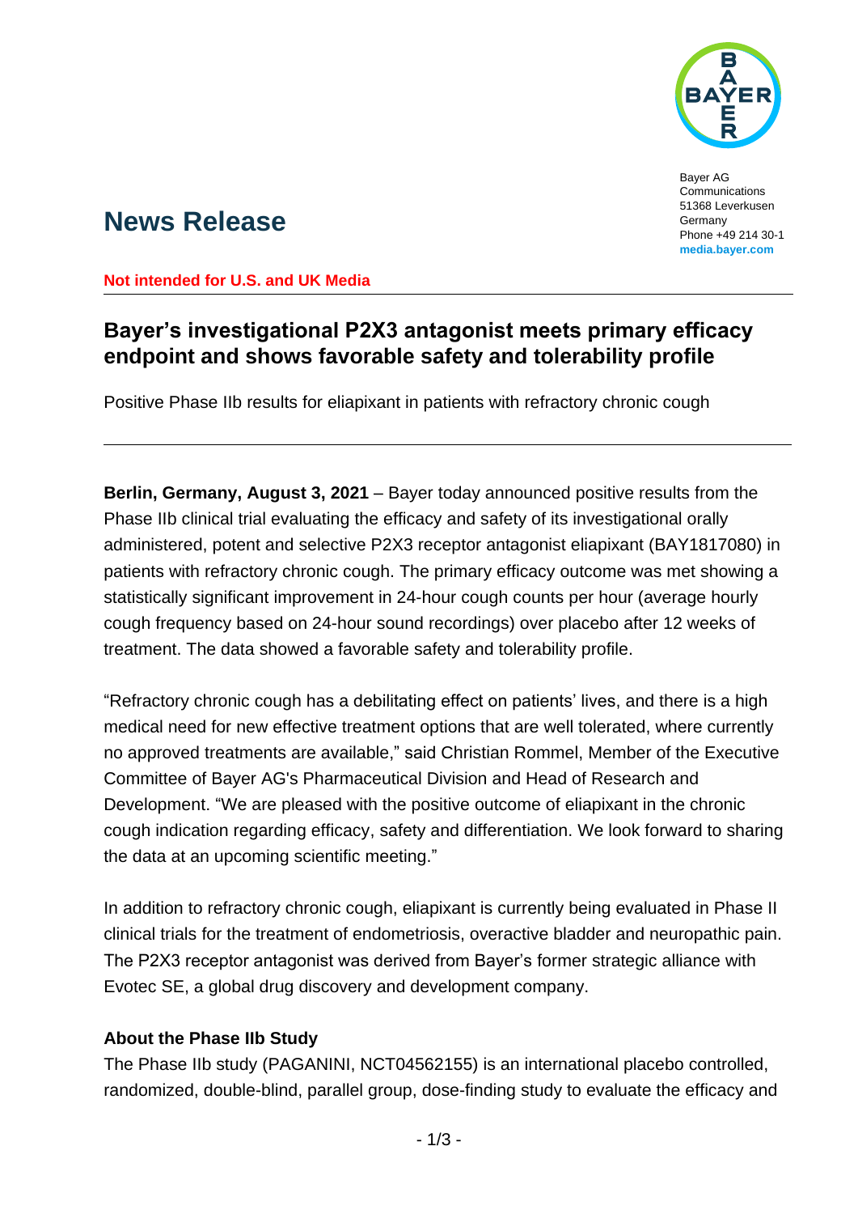Bayer AG
Communications
51368 Leverkusen
Germany
Phone +49 214 30-1
**media.bayer.com**

# News Release

**Not intended for U.S. and UK Media**

## Bayer's investigational P2X3 antagonist meets primary efficacy endpoint and shows favorable safety and tolerability profile

Positive Phase IIb results for eliapixant in patients with refractory chronic cough

---

**Berlin, Germany, August 3, 2021** – Bayer today announced positive results from the Phase IIb clinical trial evaluating the efficacy and safety of its investigational orally administered, potent and selective P2X3 receptor antagonist eliapixant (BAY1817080) in patients with refractory chronic cough. The primary efficacy outcome was met showing a statistically significant improvement in 24-hour cough counts per hour (average hourly cough frequency based on 24-hour sound recordings) over placebo after 12 weeks of treatment. The data showed a favorable safety and tolerability profile.

"Refractory chronic cough has a debilitating effect on patients' lives, and there is a high medical need for new effective treatment options that are well tolerated, where currently no approved treatments are available," said Christian Rommel, Member of the Executive Committee of Bayer AG's Pharmaceutical Division and Head of Research and Development. "We are pleased with the positive outcome of eliapixant in the chronic cough indication regarding efficacy, safety and differentiation. We look forward to sharing the data at an upcoming scientific meeting."

In addition to refractory chronic cough, eliapixant is currently being evaluated in Phase II clinical trials for the treatment of endometriosis, overactive bladder and neuropathic pain. The P2X3 receptor antagonist was derived from Bayer's former strategic alliance with Evotec SE, a global drug discovery and development company.

**About the Phase IIb Study**

The Phase IIb study (PAGANINI, NCT04562155) is an international placebo controlled, randomized, double-blind, parallel group, dose-finding study to evaluate the efficacy and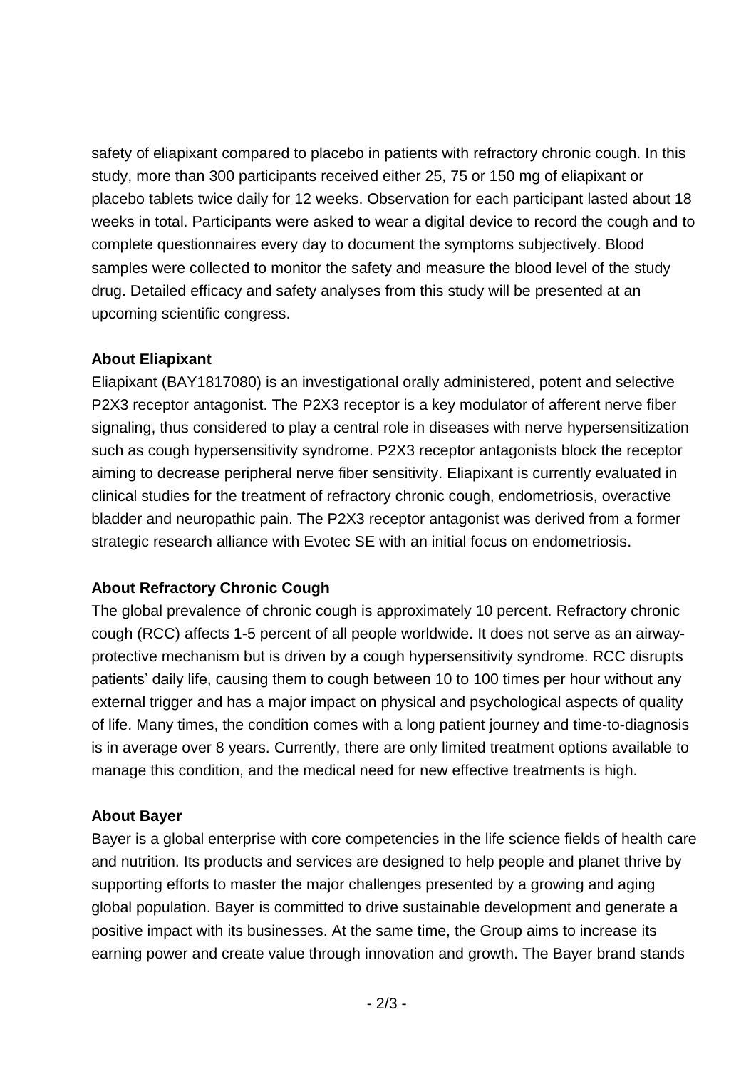safety of eliapixant compared to placebo in patients with refractory chronic cough. In this study, more than 300 participants received either 25, 75 or 150 mg of eliapixant or placebo tablets twice daily for 12 weeks. Observation for each participant lasted about 18 weeks in total. Participants were asked to wear a digital device to record the cough and to complete questionnaires every day to document the symptoms subjectively. Blood samples were collected to monitor the safety and measure the blood level of the study drug. Detailed efficacy and safety analyses from this study will be presented at an upcoming scientific congress.

**About Eliapixant**

Eliapixant (BAY1817080) is an investigational orally administered, potent and selective P2X3 receptor antagonist. The P2X3 receptor is a key modulator of afferent nerve fiber signaling, thus considered to play a central role in diseases with nerve hypersensitization such as cough hypersensitivity syndrome. P2X3 receptor antagonists block the receptor aiming to decrease peripheral nerve fiber sensitivity. Eliapixant is currently evaluated in clinical studies for the treatment of refractory chronic cough, endometriosis, overactive bladder and neuropathic pain. The P2X3 receptor antagonist was derived from a former strategic research alliance with Evotec SE with an initial focus on endometriosis.

**About Refractory Chronic Cough**

The global prevalence of chronic cough is approximately 10 percent. Refractory chronic cough (RCC) affects 1-5 percent of all people worldwide. It does not serve as an airway-protective mechanism but is driven by a cough hypersensitivity syndrome. RCC disrupts patients' daily life, causing them to cough between 10 to 100 times per hour without any external trigger and has a major impact on physical and psychological aspects of quality of life. Many times, the condition comes with a long patient journey and time-to-diagnosis is in average over 8 years. Currently, there are only limited treatment options available to manage this condition, and the medical need for new effective treatments is high.

**About Bayer**

Bayer is a global enterprise with core competencies in the life science fields of health care and nutrition. Its products and services are designed to help people and planet thrive by supporting efforts to master the major challenges presented by a growing and aging global population. Bayer is committed to drive sustainable development and generate a positive impact with its businesses. At the same time, the Group aims to increase its earning power and create value through innovation and growth. The Bayer brand stands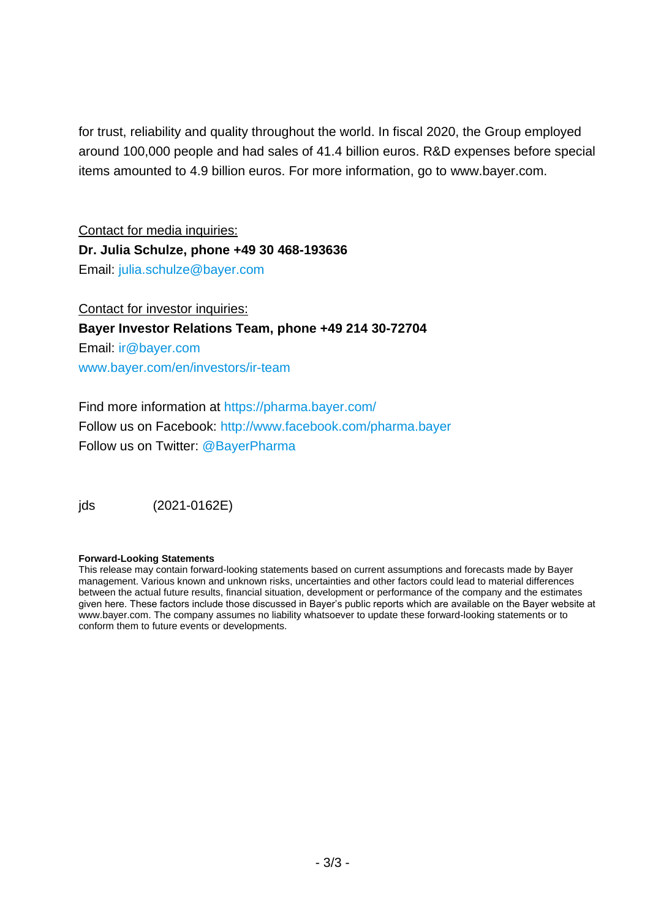for trust, reliability and quality throughout the world. In fiscal 2020, the Group employed around 100,000 people and had sales of 41.4 billion euros. R&D expenses before special items amounted to 4.9 billion euros. For more information, go to www.bayer.com.

Contact for media inquiries:
**Dr. Julia Schulze, phone +49 30 468-193636**
Email: julia.schulze@bayer.com

Contact for investor inquiries:
**Bayer Investor Relations Team, phone +49 214 30-72704**
Email: ir@bayer.com
www.bayer.com/en/investors/ir-team

Find more information at https://pharma.bayer.com/
Follow us on Facebook: http://www.facebook.com/pharma.bayer
Follow us on Twitter: @BayerPharma

jds (2021-0162E)

**Forward-Looking Statements**
This release may contain forward-looking statements based on current assumptions and forecasts made by Bayer management. Various known and unknown risks, uncertainties and other factors could lead to material differences between the actual future results, financial situation, development or performance of the company and the estimates given here. These factors include those discussed in Bayer's public reports which are available on the Bayer website at www.bayer.com. The company assumes no liability whatsoever to update these forward-looking statements or to conform them to future events or developments.